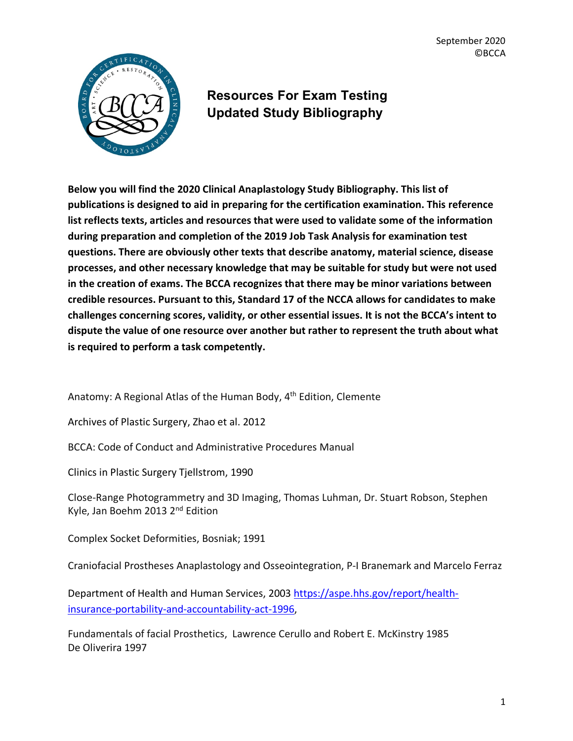September 2020
©BCCA

# Resources For Exam Testing
# Updated Study Bibliography

**Below you will find the 2020 Clinical Anaplastology Study Bibliography. This list of publications is designed to aid in preparing for the certification examination. This reference list reflects texts, articles and resources that were used to validate some of the information during preparation and completion of the 2019 Job Task Analysis for examination test questions. There are obviously other texts that describe anatomy, material science, disease processes, and other necessary knowledge that may be suitable for study but were not used in the creation of exams. The BCCA recognizes that there may be minor variations between credible resources. Pursuant to this, Standard 17 of the NCCA allows for candidates to make challenges concerning scores, validity, or other essential issues. It is not the BCCA's intent to dispute the value of one resource over another but rather to represent the truth about what is required to perform a task competently.**

Anatomy: A Regional Atlas of the Human Body, 4th Edition, Clemente

Archives of Plastic Surgery, Zhao et al. 2012

BCCA: Code of Conduct and Administrative Procedures Manual

Clinics in Plastic Surgery Tjellstrom, 1990

Close-Range Photogrammetry and 3D Imaging, Thomas Luhman, Dr. Stuart Robson, Stephen Kyle, Jan Boehm 2013 2nd Edition

Complex Socket Deformities, Bosniak; 1991

Craniofacial Prostheses Anaplastology and Osseointegration, P-I Branemark and Marcelo Ferraz

Department of Health and Human Services, 2003 [https://aspe.hhs.gov/report/health-insurance-portability-and-accountability-act-1996](https://aspe.hhs.gov/report/health-insurance-portability-and-accountability-act-1996),

Fundamentals of facial Prosthetics, Lawrence Cerullo and Robert E. McKinstry 1985
De Oliverira 1997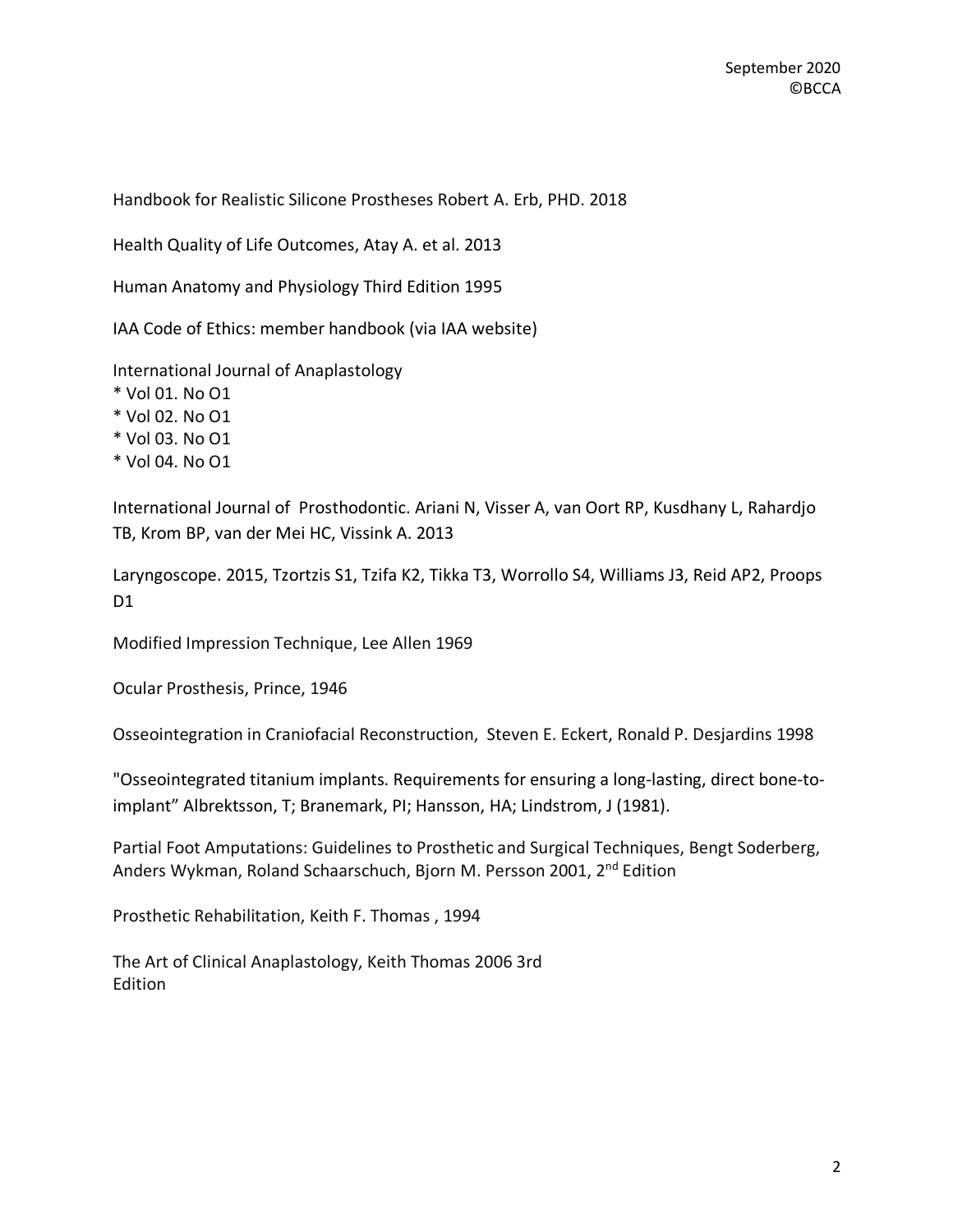Handbook for Realistic Silicone Prostheses Robert A. Erb, PHD. 2018

Health Quality of Life Outcomes, Atay A. et al. 2013

Human Anatomy and Physiology Third Edition 1995

IAA Code of Ethics: member handbook (via IAA website)

International Journal of Anaplastology
* Vol 01. No O1
* Vol 02. No O1
* Vol 03. No O1
* Vol 04. No O1

International Journal of Prosthodontic. Ariani N, Visser A, van Oort RP, Kusdhany L, Rahardjo TB, Krom BP, van der Mei HC, Vissink A. 2013

Laryngoscope. 2015, Tzortzis S1, Tzifa K2, Tikka T3, Worrollo S4, Williams J3, Reid AP2, Proops D1

Modified Impression Technique, Lee Allen 1969

Ocular Prosthesis, Prince, 1946

Osseointegration in Craniofacial Reconstruction, Steven E. Eckert, Ronald P. Desjardins 1998

"Osseointegrated titanium implants. Requirements for ensuring a long-lasting, direct bone-to-implant" Albrektsson, T; Branemark, PI; Hansson, HA; Lindstrom, J (1981).

Partial Foot Amputations: Guidelines to Prosthetic and Surgical Techniques, Bengt Soderberg, Anders Wykman, Roland Schaarschuch, Bjorn M. Persson 2001, 2nd Edition

Prosthetic Rehabilitation, Keith F. Thomas , 1994

The Art of Clinical Anaplastology, Keith Thomas 2006 3rd Edition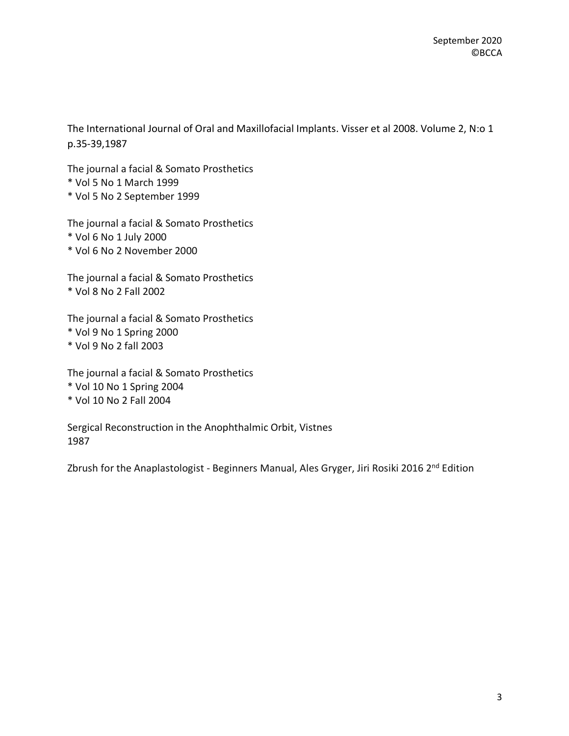The International Journal of Oral and Maxillofacial Implants. Visser et al 2008. Volume 2, N:o 1 p.35-39,1987

The journal a facial & Somato Prosthetics
* Vol 5 No 1 March 1999
* Vol 5 No 2 September 1999

The journal a facial & Somato Prosthetics
* Vol 6 No 1 July 2000
* Vol 6 No 2 November 2000

The journal a facial & Somato Prosthetics
* Vol 8 No 2 Fall 2002

The journal a facial & Somato Prosthetics
* Vol 9 No 1 Spring 2000
* Vol 9 No 2 fall 2003

The journal a facial & Somato Prosthetics
* Vol 10 No 1 Spring 2004
* Vol 10 No 2 Fall 2004

Sergical Reconstruction in the Anophthalmic Orbit, Vistnes
1987

Zbrush for the Anaplastologist - Beginners Manual, Ales Gryger, Jiri Rosiki 2016 2nd Edition